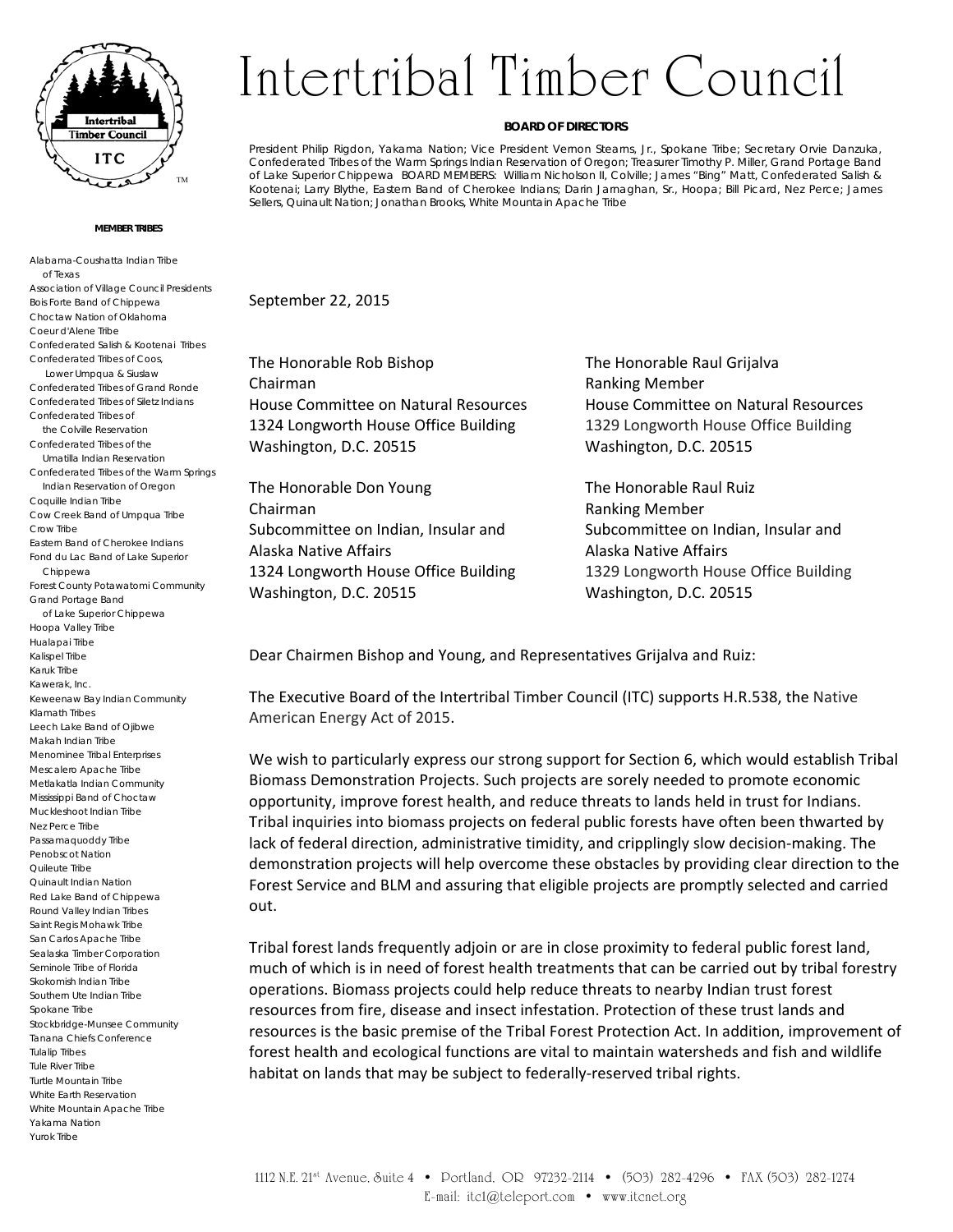# Intertribal Timber Council

**BOARD OF DIRECTORS**

President Philip Rigdon, Yakama Nation; Vice President Vernon Stearns, Jr., Spokane Tribe; Secretary Orvie Danzuka, Confederated Tribes of the Warm Springs Indian Reservation of Oregon; Treasurer Timothy P. Miller, Grand Portage Band of Lake Superior Chippewa BOARD MEMBERS: William Nicholson II, Colville; James "Bing" Matt, Confederated Salish & Kootenai; Larry Blythe, Eastern Band of Cherokee Indians; Darin Jarnaghan, Sr., Hoopa; Bill Picard, Nez Perce; James Sellers, Quinault Nation; Jonathan Brooks, White Mountain Apache Tribe

**MEMBER TRIBES**

Alabama-Coushatta Indian Tribe of Texas
Association of Village Council Presidents
Bois Forte Band of Chippewa
Choctaw Nation of Oklahoma
Coeur d'Alene Tribe
Confederated Salish & Kootenai Tribes
Confederated Tribes of Coos, Lower Umpqua & Siuslaw
Confederated Tribes of Grand Ronde
Confederated Tribes of Siletz Indians
Confederated Tribes of the Colville Reservation
Confederated Tribes of the Umatilla Indian Reservation
Confederated Tribes of the Warm Springs Indian Reservation of Oregon
Coquille Indian Tribe
Cow Creek Band of Umpqua Tribe
Crow Tribe
Eastern Band of Cherokee Indians
Fond du Lac Band of Lake Superior Chippewa
Forest County Potawatomi Community
Grand Portage Band of Lake Superior Chippewa
Hoopa Valley Tribe
Hualapai Tribe
Kalispel Tribe
Karuk Tribe
Kawerak, Inc.
Keweenaw Bay Indian Community
Klamath Tribes
Leech Lake Band of Ojibwe
Makah Indian Tribe
Menominee Tribal Enterprises
Mescalero Apache Tribe
Metlakatla Indian Community
Mississippi Band of Choctaw
Muckleshoot Indian Tribe
Nez Perce Tribe
Passamaquoddy Tribe
Penobscot Nation
Quileute Tribe
Quinault Indian Nation
Red Lake Band of Chippewa
Round Valley Indian Tribes
Saint Regis Mohawk Tribe
San Carlos Apache Tribe
Sealaska Timber Corporation
Seminole Tribe of Florida
Skokomish Indian Tribe
Southern Ute Indian Tribe
Spokane Tribe
Stockbridge-Munsee Community
Tanana Chiefs Conference
Tulalip Tribes
Tule River Tribe
Turtle Mountain Tribe
White Earth Reservation
White Mountain Apache Tribe
Yakama Nation
Yurok Tribe

September 22, 2015

The Honorable Rob Bishop
Chairman
House Committee on Natural Resources
1324 Longworth House Office Building
Washington, D.C. 20515

The Honorable Raul Grijalva
Ranking Member
House Committee on Natural Resources
1329 Longworth House Office Building
Washington, D.C. 20515

The Honorable Don Young
Chairman
Subcommittee on Indian, Insular and Alaska Native Affairs
1324 Longworth House Office Building
Washington, D.C. 20515

The Honorable Raul Ruiz
Ranking Member
Subcommittee on Indian, Insular and Alaska Native Affairs
1329 Longworth House Office Building
Washington, D.C. 20515

Dear Chairmen Bishop and Young, and Representatives Grijalva and Ruiz:

The Executive Board of the Intertribal Timber Council (ITC) supports H.R.538, the Native American Energy Act of 2015.

We wish to particularly express our strong support for Section 6, which would establish Tribal Biomass Demonstration Projects. Such projects are sorely needed to promote economic opportunity, improve forest health, and reduce threats to lands held in trust for Indians. Tribal inquiries into biomass projects on federal public forests have often been thwarted by lack of federal direction, administrative timidity, and cripplingly slow decision-making. The demonstration projects will help overcome these obstacles by providing clear direction to the Forest Service and BLM and assuring that eligible projects are promptly selected and carried out.

Tribal forest lands frequently adjoin or are in close proximity to federal public forest land, much of which is in need of forest health treatments that can be carried out by tribal forestry operations. Biomass projects could help reduce threats to nearby Indian trust forest resources from fire, disease and insect infestation. Protection of these trust lands and resources is the basic premise of the Tribal Forest Protection Act. In addition, improvement of forest health and ecological functions are vital to maintain watersheds and fish and wildlife habitat on lands that may be subject to federally-reserved tribal rights.

1112 N.E. 21st Avenue, Suite 4 • Portland, OR 97232-2114 • (503) 282-4296 • FAX (503) 282-1274
E-mail: itc1@teleport.com • www.itcnet.org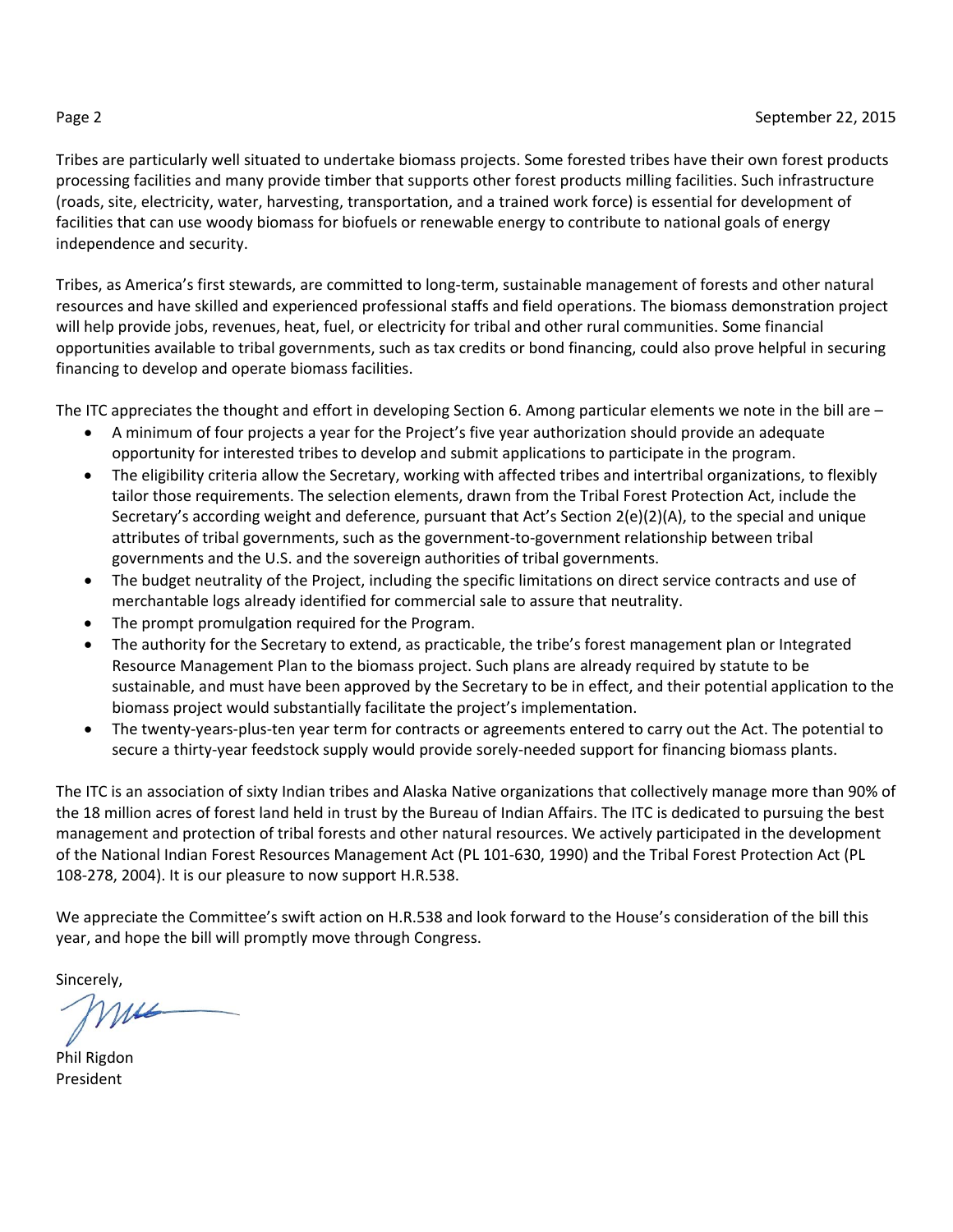Tribes are particularly well situated to undertake biomass projects. Some forested tribes have their own forest products processing facilities and many provide timber that supports other forest products milling facilities. Such infrastructure (roads, site, electricity, water, harvesting, transportation, and a trained work force) is essential for development of facilities that can use woody biomass for biofuels or renewable energy to contribute to national goals of energy independence and security.

Tribes, as America's first stewards, are committed to long-term, sustainable management of forests and other natural resources and have skilled and experienced professional staffs and field operations. The biomass demonstration project will help provide jobs, revenues, heat, fuel, or electricity for tribal and other rural communities. Some financial opportunities available to tribal governments, such as tax credits or bond financing, could also prove helpful in securing financing to develop and operate biomass facilities.

The ITC appreciates the thought and effort in developing Section 6. Among particular elements we note in the bill are –

- A minimum of four projects a year for the Project's five year authorization should provide an adequate opportunity for interested tribes to develop and submit applications to participate in the program.
- The eligibility criteria allow the Secretary, working with affected tribes and intertribal organizations, to flexibly tailor those requirements. The selection elements, drawn from the Tribal Forest Protection Act, include the Secretary's according weight and deference, pursuant that Act's Section 2(e)(2)(A), to the special and unique attributes of tribal governments, such as the government-to-government relationship between tribal governments and the U.S. and the sovereign authorities of tribal governments.
- The budget neutrality of the Project, including the specific limitations on direct service contracts and use of merchantable logs already identified for commercial sale to assure that neutrality.
- The prompt promulgation required for the Program.
- The authority for the Secretary to extend, as practicable, the tribe's forest management plan or Integrated Resource Management Plan to the biomass project. Such plans are already required by statute to be sustainable, and must have been approved by the Secretary to be in effect, and their potential application to the biomass project would substantially facilitate the project's implementation.
- The twenty-years-plus-ten year term for contracts or agreements entered to carry out the Act. The potential to secure a thirty-year feedstock supply would provide sorely-needed support for financing biomass plants.

The ITC is an association of sixty Indian tribes and Alaska Native organizations that collectively manage more than 90% of the 18 million acres of forest land held in trust by the Bureau of Indian Affairs. The ITC is dedicated to pursuing the best management and protection of tribal forests and other natural resources. We actively participated in the development of the National Indian Forest Resources Management Act (PL 101-630, 1990) and the Tribal Forest Protection Act (PL 108-278, 2004). It is our pleasure to now support H.R.538.

We appreciate the Committee's swift action on H.R.538 and look forward to the House's consideration of the bill this year, and hope the bill will promptly move through Congress.

Sincerely,

Phil Rigdon
President